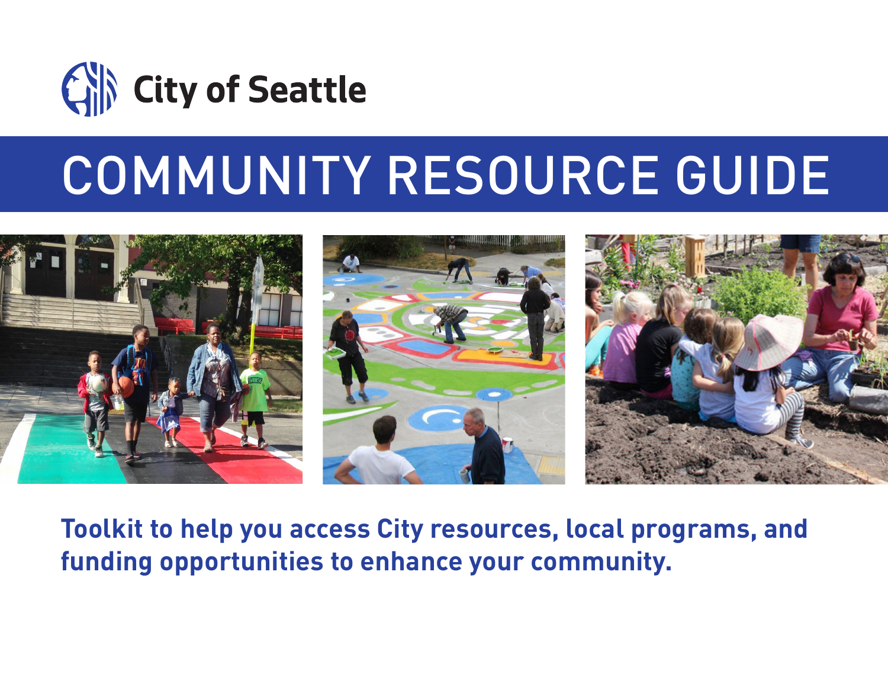City of Seattle

# COMMUNITY RESOURCE GUIDE

**Toolkit to help you access City resources, local programs, and funding opportunities to enhance your community.**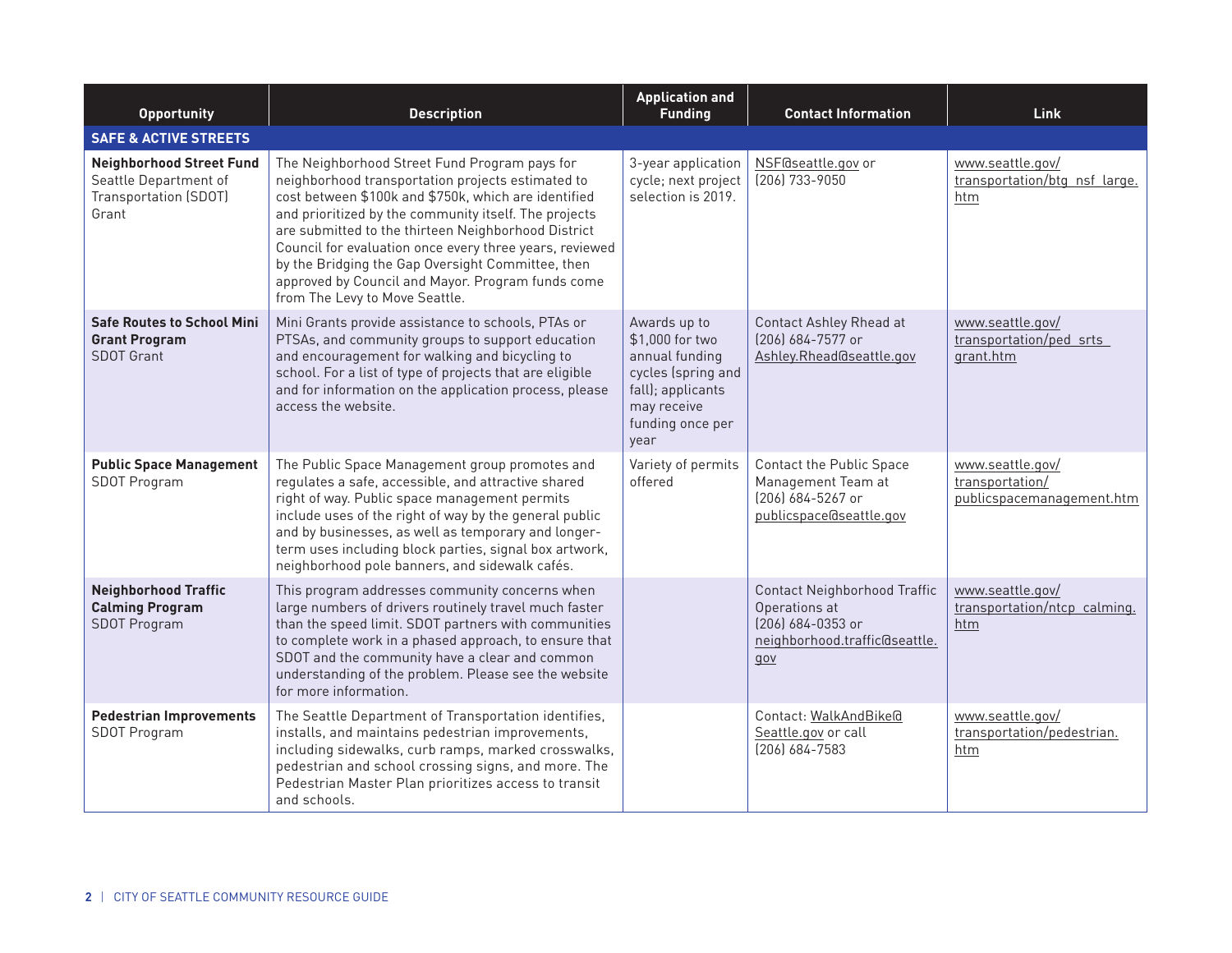| Opportunity | Description | Application and Funding | Contact Information | Link |
|---|---|---|---|---|
| **SAFE & ACTIVE STREETS** | | | | |
| **Neighborhood Street Fund** Seattle Department of Transportation (SDOT) Grant | The Neighborhood Street Fund Program pays for neighborhood transportation projects estimated to cost between $100k and $750k, which are identified and prioritized by the community itself. The projects are submitted to the thirteen Neighborhood District Council for evaluation once every three years, reviewed by the Bridging the Gap Oversight Committee, then approved by Council and Mayor. Program funds come from The Levy to Move Seattle. | 3-year application cycle; next project selection is 2019. | NSF@seattle.gov or (206) 733-9050 | www.seattle.gov/transportation/btg_nsf_large.htm |
| **Safe Routes to School Mini Grant Program** SDOT Grant | Mini Grants provide assistance to schools, PTAs or PTSAs, and community groups to support education and encouragement for walking and bicycling to school. For a list of type of projects that are eligible and for information on the application process, please access the website. | Awards up to $1,000 for two annual funding cycles (spring and fall); applicants may receive funding once per year | Contact Ashley Rhead at (206) 684-7577 or Ashley.Rhead@seattle.gov | www.seattle.gov/transportation/ped_srts_grant.htm |
| **Public Space Management** SDOT Program | The Public Space Management group promotes and regulates a safe, accessible, and attractive shared right of way. Public space management permits include uses of the right of way by the general public and by businesses, as well as temporary and longer-term uses including block parties, signal box artwork, neighborhood pole banners, and sidewalk cafés. | Variety of permits offered | Contact the Public Space Management Team at (206) 684-5267 or publicspace@seattle.gov | www.seattle.gov/transportation/publicspacemanagement.htm |
| **Neighborhood Traffic Calming Program** SDOT Program | This program addresses community concerns when large numbers of drivers routinely travel much faster than the speed limit. SDOT partners with communities to complete work in a phased approach, to ensure that SDOT and the community have a clear and common understanding of the problem. Please see the website for more information. | | Contact Neighborhood Traffic Operations at (206) 684-0353 or neighborhood.traffic@seattle.gov | www.seattle.gov/transportation/ntcp_calming.htm |
| **Pedestrian Improvements** SDOT Program | The Seattle Department of Transportation identifies, installs, and maintains pedestrian improvements, including sidewalks, curb ramps, marked crosswalks, pedestrian and school crossing signs, and more. The Pedestrian Master Plan prioritizes access to transit and schools. | | Contact: WalkAndBike@Seattle.gov or call (206) 684-7583 | www.seattle.gov/transportation/pedestrian.htm |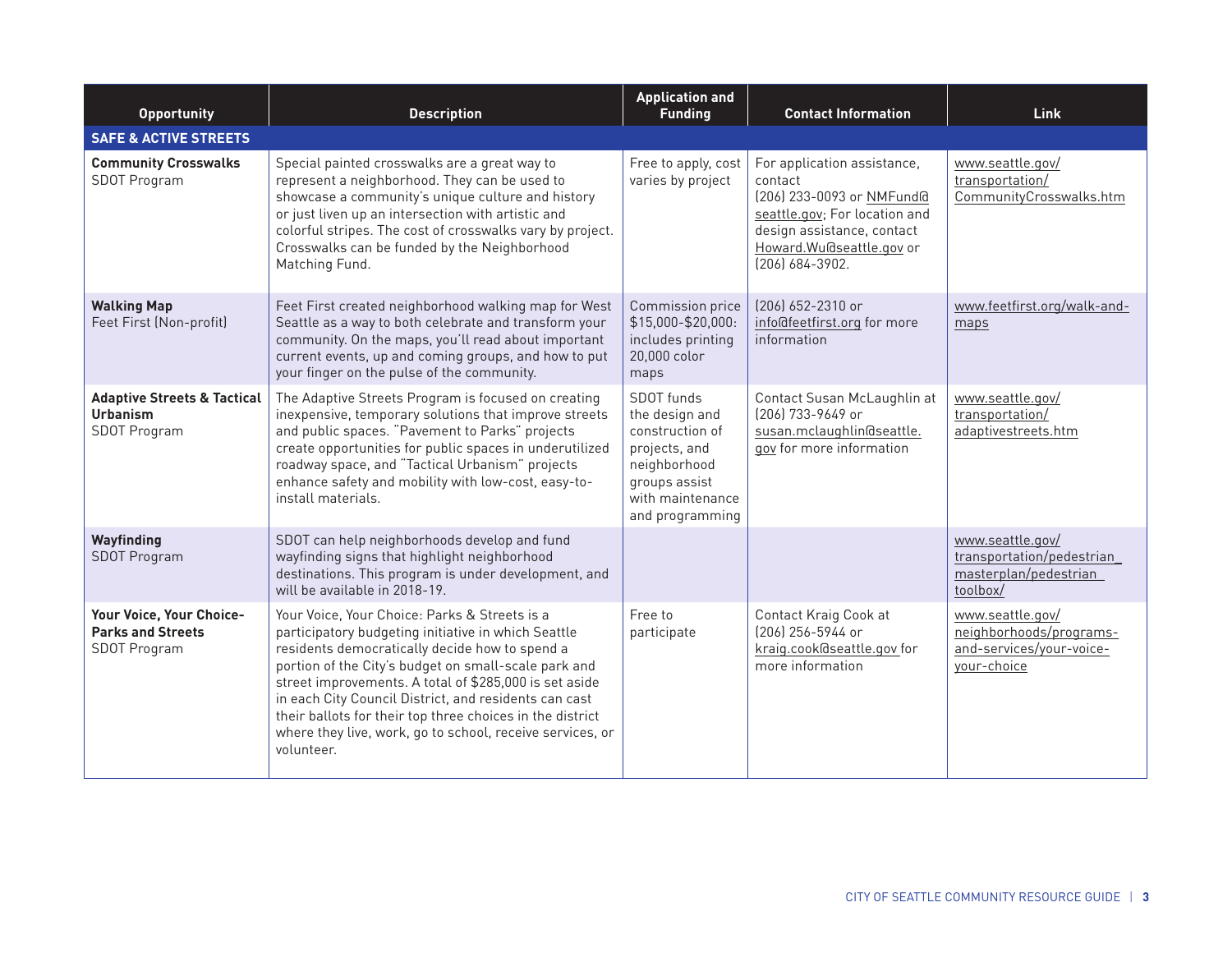| Opportunity | Description | Application and Funding | Contact Information | Link |
| --- | --- | --- | --- | --- |
| **SAFE & ACTIVE STREETS** | | | | |
| **Community Crosswalks** SDOT Program | Special painted crosswalks are a great way to represent a neighborhood. They can be used to showcase a community's unique culture and history or just liven up an intersection with artistic and colorful stripes. The cost of crosswalks vary by project. Crosswalks can be funded by the Neighborhood Matching Fund. | Free to apply, cost varies by project | For application assistance, contact (206) 233-0093 or NMFund@seattle.gov; For location and design assistance, contact Howard.Wu@seattle.gov or (206) 684-3902. | www.seattle.gov/transportation/CommunityCrosswalks.htm |
| **Walking Map** Feet First (Non-profit) | Feet First created neighborhood walking map for West Seattle as a way to both celebrate and transform your community. On the maps, you'll read about important current events, up and coming groups, and how to put your finger on the pulse of the community. | Commission price $15,000-$20,000: includes printing 20,000 color maps | (206) 652-2310 or info@feetfirst.org for more information | www.feetfirst.org/walk-and-maps |
| **Adaptive Streets & Tactical Urbanism** SDOT Program | The Adaptive Streets Program is focused on creating inexpensive, temporary solutions that improve streets and public spaces. "Pavement to Parks" projects create opportunities for public spaces in underutilized roadway space, and "Tactical Urbanism" projects enhance safety and mobility with low-cost, easy-to-install materials. | SDOT funds the design and construction of projects, and neighborhood groups assist with maintenance and programming | Contact Susan McLaughlin at (206) 733-9649 or susan.mclaughlin@seattle.gov for more information | www.seattle.gov/transportation/adaptivestreets.htm |
| **Wayfinding** SDOT Program | SDOT can help neighborhoods develop and fund wayfinding signs that highlight neighborhood destinations. This program is under development, and will be available in 2018-19. | | | www.seattle.gov/transportation/pedestrian_masterplan/pedestrian_toolbox/ |
| **Your Voice, Your Choice- Parks and Streets** SDOT Program | Your Voice, Your Choice: Parks & Streets is a participatory budgeting initiative in which Seattle residents democratically decide how to spend a portion of the City's budget on small-scale park and street improvements. A total of $285,000 is set aside in each City Council District, and residents can cast their ballots for their top three choices in the district where they live, work, go to school, receive services, or volunteer. | Free to participate | Contact Kraig Cook at (206) 256-5944 or kraig.cook@seattle.gov for more information | www.seattle.gov/neighborhoods/programs-and-services/your-voice-your-choice |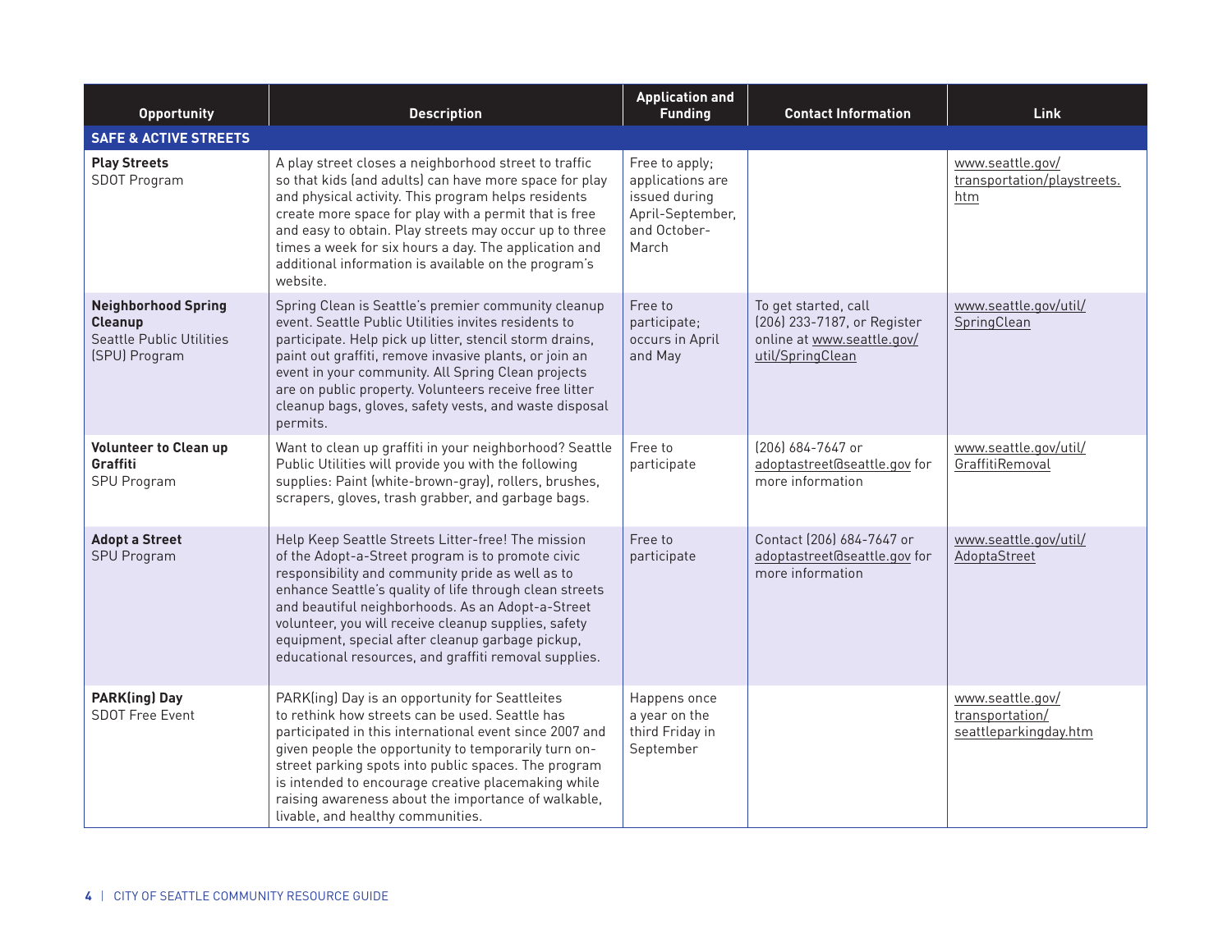| Opportunity | Description | Application and Funding | Contact Information | Link |
|---|---|---|---|---|
| **SAFE & ACTIVE STREETS** | | | | |
| **Play Streets** SDOT Program | A play street closes a neighborhood street to traffic so that kids (and adults) can have more space for play and physical activity. This program helps residents create more space for play with a permit that is free and easy to obtain. Play streets may occur up to three times a week for six hours a day. The application and additional information is available on the program's website. | Free to apply; applications are issued during April-September, and October-March | | www.seattle.gov/transportation/playstreets.htm |
| **Neighborhood Spring Cleanup** Seattle Public Utilities (SPU) Program | Spring Clean is Seattle's premier community cleanup event. Seattle Public Utilities invites residents to participate. Help pick up litter, stencil storm drains, paint out graffiti, remove invasive plants, or join an event in your community. All Spring Clean projects are on public property. Volunteers receive free litter cleanup bags, gloves, safety vests, and waste disposal permits. | Free to participate; occurs in April and May | To get started, call (206) 233-7187, or Register online at www.seattle.gov/util/SpringClean | www.seattle.gov/util/SpringClean |
| **Volunteer to Clean up Graffiti** SPU Program | Want to clean up graffiti in your neighborhood? Seattle Public Utilities will provide you with the following supplies: Paint (white-brown-gray), rollers, brushes, scrapers, gloves, trash grabber, and garbage bags. | Free to participate | (206) 684-7647 or adoptastreet@seattle.gov for more information | www.seattle.gov/util/GraffitiRemoval |
| **Adopt a Street** SPU Program | Help Keep Seattle Streets Litter-free! The mission of the Adopt-a-Street program is to promote civic responsibility and community pride as well as to enhance Seattle's quality of life through clean streets and beautiful neighborhoods. As an Adopt-a-Street volunteer, you will receive cleanup supplies, safety equipment, special after cleanup garbage pickup, educational resources, and graffiti removal supplies. | Free to participate | Contact (206) 684-7647 or adoptastreet@seattle.gov for more information | www.seattle.gov/util/AdoptaStreet |
| **PARK(ing) Day** SDOT Free Event | PARK(ing) Day is an opportunity for Seattleites to rethink how streets can be used. Seattle has participated in this international event since 2007 and given people the opportunity to temporarily turn on-street parking spots into public spaces. The program is intended to encourage creative placemaking while raising awareness about the importance of walkable, livable, and healthy communities. | Happens once a year on the third Friday in September | | www.seattle.gov/transportation/seattleparkingday.htm |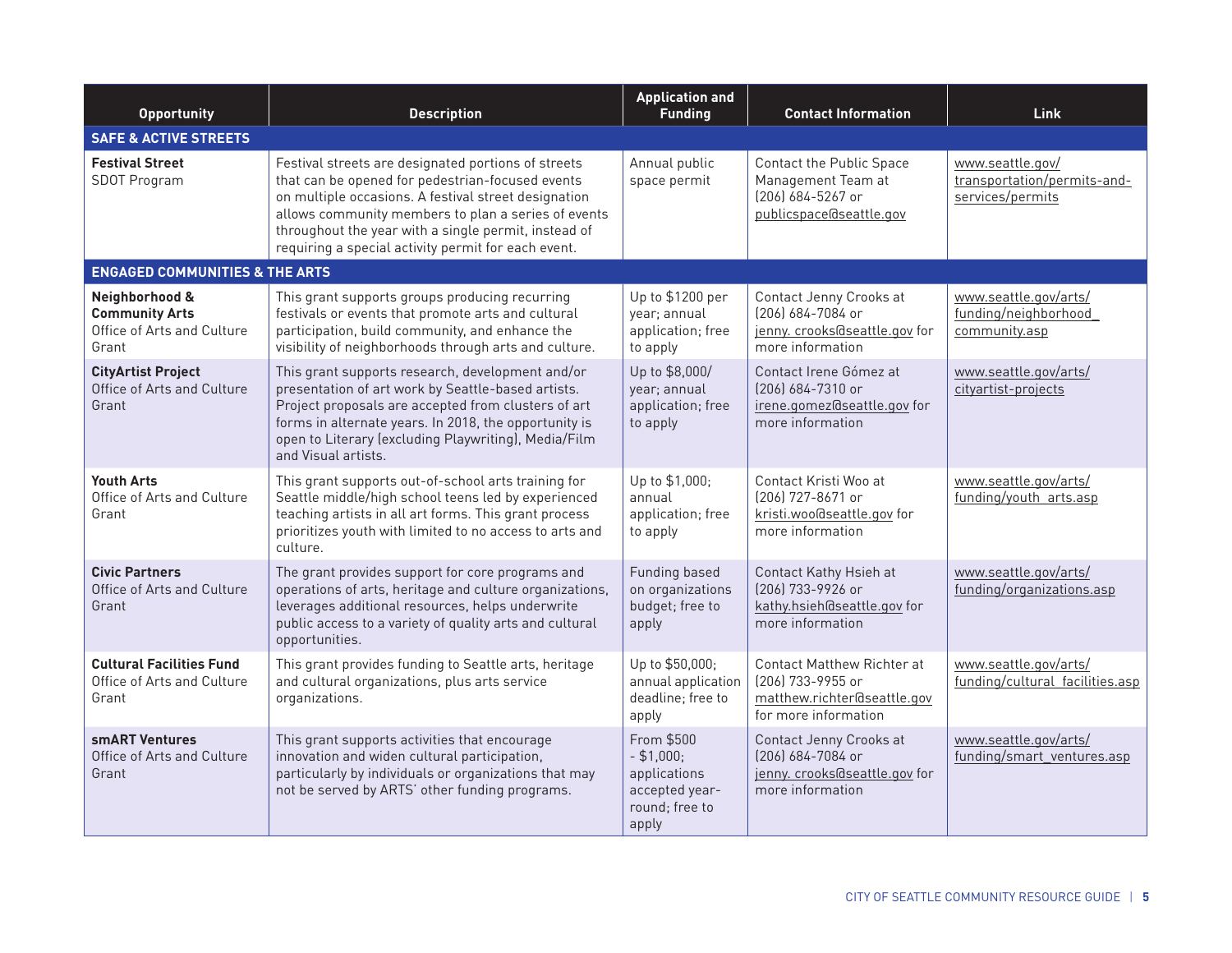| Opportunity | Description | Application and Funding | Contact Information | Link |
|---|---|---|---|---|
| **SAFE & ACTIVE STREETS** | | | | |
| **Festival Street** SDOT Program | Festival streets are designated portions of streets that can be opened for pedestrian-focused events on multiple occasions. A festival street designation allows community members to plan a series of events throughout the year with a single permit, instead of requiring a special activity permit for each event. | Annual public space permit | Contact the Public Space Management Team at (206) 684-5267 or publicspace@seattle.gov | www.seattle.gov/transportation/permits-and-services/permits |
| **ENGAGED COMMUNITIES & THE ARTS** | | | | |
| **Neighborhood & Community Arts** Office of Arts and Culture Grant | This grant supports groups producing recurring festivals or events that promote arts and cultural participation, build community, and enhance the visibility of neighborhoods through arts and culture. | Up to $1200 per year; annual application; free to apply | Contact Jenny Crooks at (206) 684-7084 or jenny. crooks@seattle.gov for more information | www.seattle.gov/arts/funding/neighborhood_community.asp |
| **CityArtist Project** Office of Arts and Culture Grant | This grant supports research, development and/or presentation of art work by Seattle-based artists. Project proposals are accepted from clusters of art forms in alternate years. In 2018, the opportunity is open to Literary (excluding Playwriting), Media/Film and Visual artists. | Up to $8,000/year; annual application; free to apply | Contact Irene Gómez at (206) 684-7310 or irene.gomez@seattle.gov for more information | www.seattle.gov/arts/cityartist-projects |
| **Youth Arts** Office of Arts and Culture Grant | This grant supports out-of-school arts training for Seattle middle/high school teens led by experienced teaching artists in all art forms. This grant process prioritizes youth with limited to no access to arts and culture. | Up to $1,000; annual application; free to apply | Contact Kristi Woo at (206) 727-8671 or kristi.woo@seattle.gov for more information | www.seattle.gov/arts/funding/youth_arts.asp |
| **Civic Partners** Office of Arts and Culture Grant | The grant provides support for core programs and operations of arts, heritage and culture organizations, leverages additional resources, helps underwrite public access to a variety of quality arts and cultural opportunities. | Funding based on organizations budget; free to apply | Contact Kathy Hsieh at (206) 733-9926 or kathy.hsieh@seattle.gov for more information | www.seattle.gov/arts/funding/organizations.asp |
| **Cultural Facilities Fund** Office of Arts and Culture Grant | This grant provides funding to Seattle arts, heritage and cultural organizations, plus arts service organizations. | Up to $50,000; annual application deadline; free to apply | Contact Matthew Richter at (206) 733-9955 or matthew.richter@seattle.gov for more information | www.seattle.gov/arts/funding/cultural_facilities.asp |
| **smART Ventures** Office of Arts and Culture Grant | This grant supports activities that encourage innovation and widen cultural participation, particularly by individuals or organizations that may not be served by ARTS' other funding programs. | From $500 - $1,000; applications accepted year-round; free to apply | Contact Jenny Crooks at (206) 684-7084 or jenny. crooks@seattle.gov for more information | www.seattle.gov/arts/funding/smart_ventures.asp |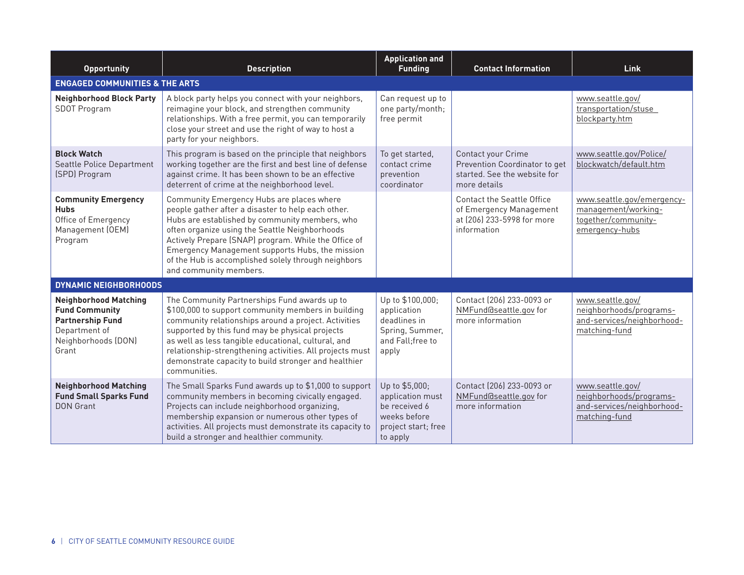| Opportunity | Description | Application and Funding | Contact Information | Link |
|---|---|---|---|---|
| **ENGAGED COMMUNITIES & THE ARTS** | | | | |
| **Neighborhood Block Party** SDOT Program | A block party helps you connect with your neighbors, reimagine your block, and strengthen community relationships. With a free permit, you can temporarily close your street and use the right of way to host a party for your neighbors. | Can request up to one party/month; free permit | | www.seattle.gov/transportation/stuse_blockparty.htm |
| **Block Watch** Seattle Police Department (SPD) Program | This program is based on the principle that neighbors working together are the first and best line of defense against crime. It has been shown to be an effective deterrent of crime at the neighborhood level. | To get started, contact crime prevention coordinator | Contact your Crime Prevention Coordinator to get started. See the website for more details | www.seattle.gov/Police/blockwatch/default.htm |
| **Community Emergency Hubs** Office of Emergency Management (OEM) Program | Community Emergency Hubs are places where people gather after a disaster to help each other. Hubs are established by community members, who often organize using the Seattle Neighborhoods Actively Prepare (SNAP) program. While the Office of Emergency Management supports Hubs, the mission of the Hub is accomplished solely through neighbors and community members. | | Contact the Seattle Office of Emergency Management at (206) 233-5998 for more information | www.seattle.gov/emergency-management/working-together/community-emergency-hubs |
| **DYNAMIC NEIGHBORHOODS** | | | | |
| **Neighborhood Matching Fund Community Partnership Fund** Department of Neighborhoods (DON) Grant | The Community Partnerships Fund awards up to $100,000 to support community members in building community relationships around a project. Activities supported by this fund may be physical projects as well as less tangible educational, cultural, and relationship-strengthening activities. All projects must demonstrate capacity to build stronger and healthier communities. | Up to $100,000; application deadlines in Spring, Summer, and Fall;free to apply | Contact (206) 233-0093 or NMFund@seattle.gov for more information | www.seattle.gov/neighborhoods/programs-and-services/neighborhood-matching-fund |
| **Neighborhood Matching Fund Small Sparks Fund** DON Grant | The Small Sparks Fund awards up to $1,000 to support community members in becoming civically engaged. Projects can include neighborhood organizing, membership expansion or numerous other types of activities. All projects must demonstrate its capacity to build a stronger and healthier community. | Up to $5,000; application must be received 6 weeks before project start; free to apply | Contact (206) 233-0093 or NMFund@seattle.gov for more information | www.seattle.gov/neighborhoods/programs-and-services/neighborhood-matching-fund |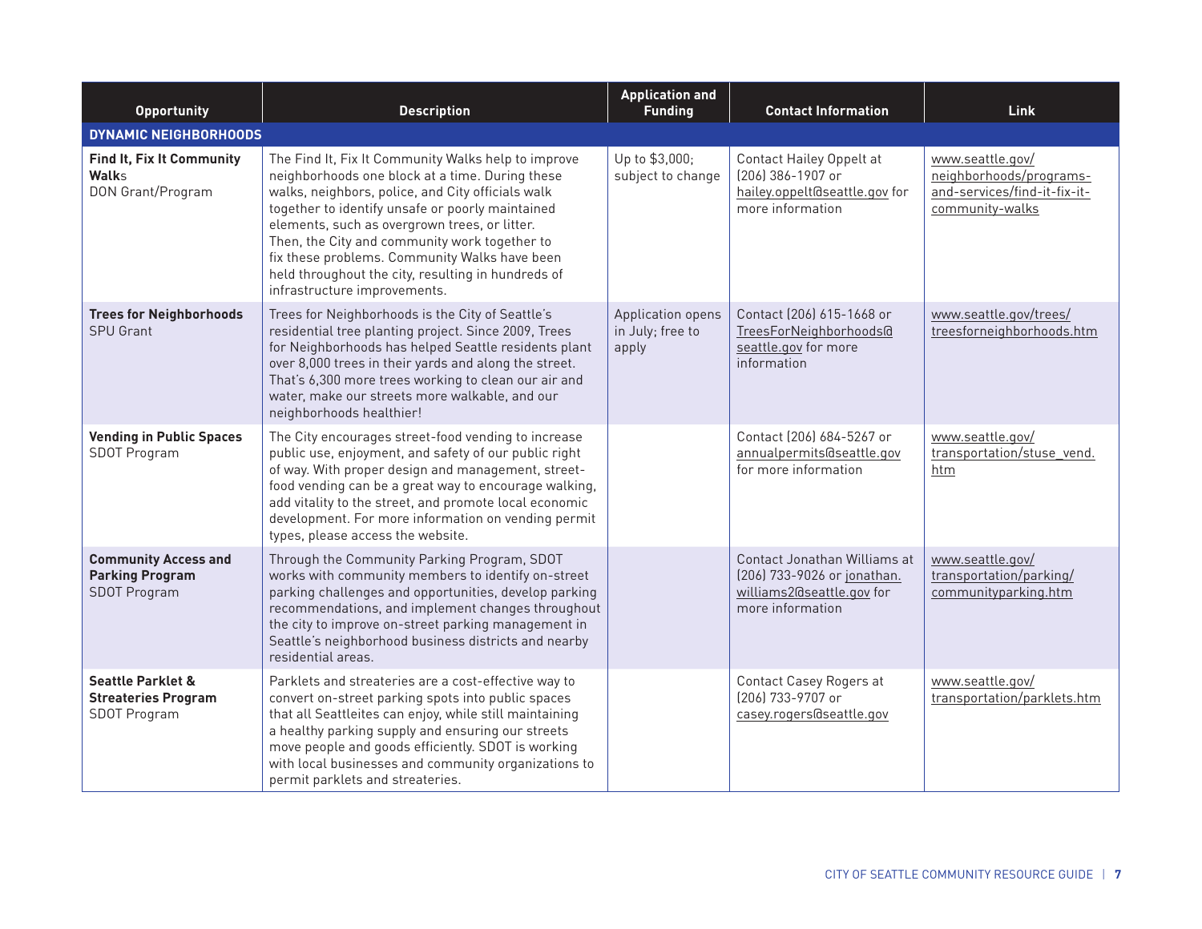| Opportunity | Description | Application and Funding | Contact Information | Link |
|---|---|---|---|---|
| **DYNAMIC NEIGHBORHOODS** | | | | |
| **Find It, Fix It Community Walks** DON Grant/Program | The Find It, Fix It Community Walks help to improve neighborhoods one block at a time. During these walks, neighbors, police, and City officials walk together to identify unsafe or poorly maintained elements, such as overgrown trees, or litter. Then, the City and community work together to fix these problems. Community Walks have been held throughout the city, resulting in hundreds of infrastructure improvements. | Up to $3,000; subject to change | Contact Hailey Oppelt at (206) 386-1907 or hailey.oppelt@seattle.gov for more information | www.seattle.gov/neighborhoods/programs-and-services/find-it-fix-it-community-walks |
| **Trees for Neighborhoods** SPU Grant | Trees for Neighborhoods is the City of Seattle's residential tree planting project. Since 2009, Trees for Neighborhoods has helped Seattle residents plant over 8,000 trees in their yards and along the street. That's 6,300 more trees working to clean our air and water, make our streets more walkable, and our neighborhoods healthier! | Application opens in July; free to apply | Contact (206) 615-1668 or TreesForNeighborhoods@seattle.gov for more information | www.seattle.gov/trees/treesforneighborhoods.htm |
| **Vending in Public Spaces** SDOT Program | The City encourages street-food vending to increase public use, enjoyment, and safety of our public right of way. With proper design and management, street-food vending can be a great way to encourage walking, add vitality to the street, and promote local economic development. For more information on vending permit types, please access the website. | | Contact (206) 684-5267 or annualpermits@seattle.gov for more information | www.seattle.gov/transportation/stuse_vend.htm |
| **Community Access and Parking Program** SDOT Program | Through the Community Parking Program, SDOT works with community members to identify on-street parking challenges and opportunities, develop parking recommendations, and implement changes throughout the city to improve on-street parking management in Seattle's neighborhood business districts and nearby residential areas. | | Contact Jonathan Williams at (206) 733-9026 or jonathan.williams2@seattle.gov for more information | www.seattle.gov/transportation/parking/communityparking.htm |
| **Seattle Parklet & Streateries Program** SDOT Program | Parklets and streateries are a cost-effective way to convert on-street parking spots into public spaces that all Seattleites can enjoy, while still maintaining a healthy parking supply and ensuring our streets move people and goods efficiently. SDOT is working with local businesses and community organizations to permit parklets and streateries. | | Contact Casey Rogers at (206) 733-9707 or casey.rogers@seattle.gov | www.seattle.gov/transportation/parklets.htm |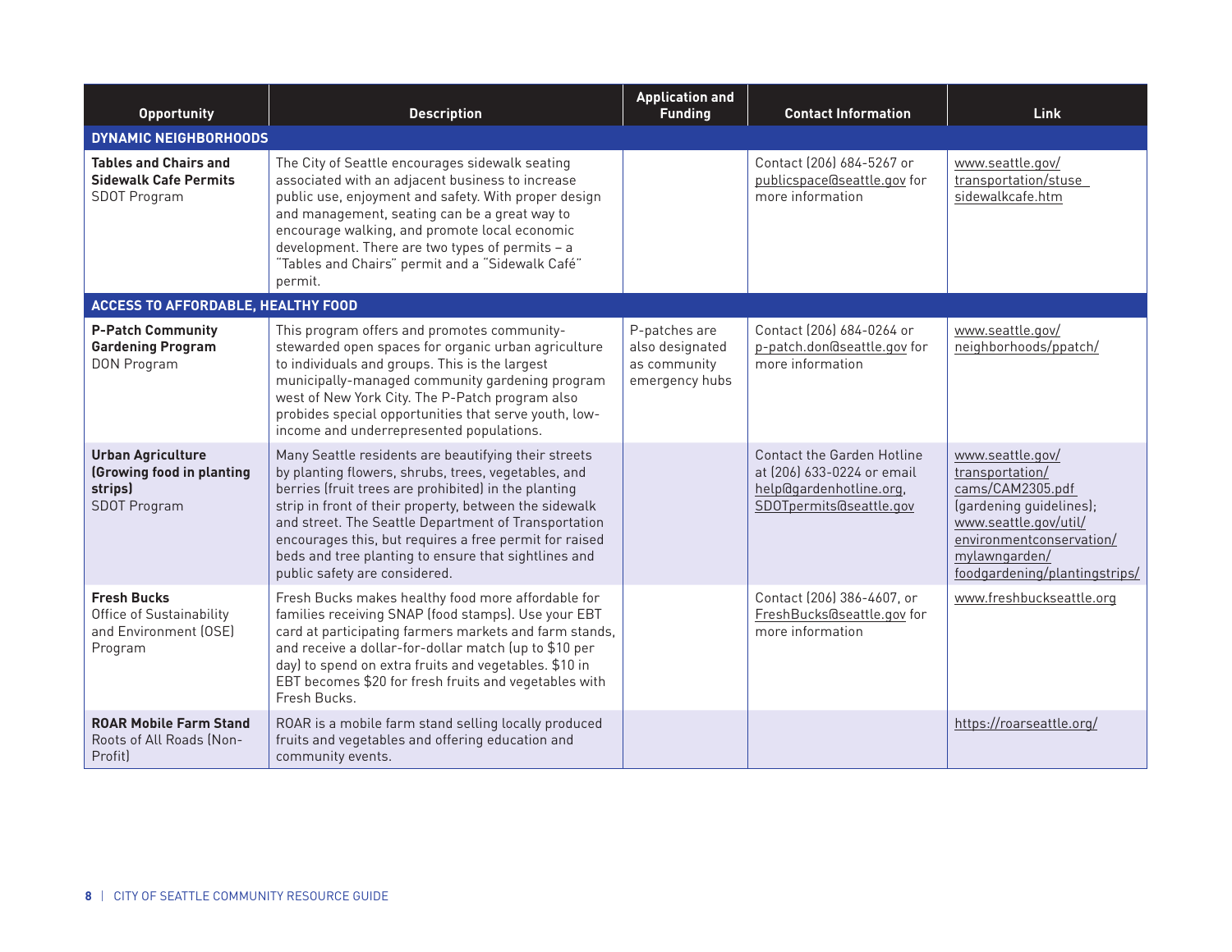| Opportunity | Description | Application and Funding | Contact Information | Link |
|---|---|---|---|---|
| **DYNAMIC NEIGHBORHOODS** | | | | |
| **Tables and Chairs and Sidewalk Cafe Permits** SDOT Program | The City of Seattle encourages sidewalk seating associated with an adjacent business to increase public use, enjoyment and safety. With proper design and management, seating can be a great way to encourage walking, and promote local economic development. There are two types of permits – a "Tables and Chairs" permit and a "Sidewalk Café" permit. | | Contact (206) 684-5267 or publicspace@seattle.gov for more information | www.seattle.gov/transportation/stuse_sidewalkcafe.htm |
| **ACCESS TO AFFORDABLE, HEALTHY FOOD** | | | | |
| **P-Patch Community Gardening Program** DON Program | This program offers and promotes community-stewarded open spaces for organic urban agriculture to individuals and groups. This is the largest municipally-managed community gardening program west of New York City. The P-Patch program also probides special opportunities that serve youth, low-income and underrepresented populations. | P-patches are also designated as community emergency hubs | Contact (206) 684-0264 or p-patch.don@seattle.gov for more information | www.seattle.gov/neighborhoods/ppatch/ |
| **Urban Agriculture (Growing food in planting strips)** SDOT Program | Many Seattle residents are beautifying their streets by planting flowers, shrubs, trees, vegetables, and berries (fruit trees are prohibited) in the planting strip in front of their property, between the sidewalk and street. The Seattle Department of Transportation encourages this, but requires a free permit for raised beds and tree planting to ensure that sightlines and public safety are considered. | | Contact the Garden Hotline at (206) 633-0224 or email help@gardenhotline.org, SDOTpermits@seattle.gov | www.seattle.gov/transportation/cams/CAM2305.pdf (gardening guidelines); www.seattle.gov/util/environmentconservation/mylawngarden/foodgardening/plantingstrips/ |
| **Fresh Bucks** Office of Sustainability and Environment (OSE) Program | Fresh Bucks makes healthy food more affordable for families receiving SNAP (food stamps). Use your EBT card at participating farmers markets and farm stands, and receive a dollar-for-dollar match (up to $10 per day) to spend on extra fruits and vegetables. $10 in EBT becomes $20 for fresh fruits and vegetables with Fresh Bucks. | | Contact (206) 386-4607, or FreshBucks@seattle.gov for more information | www.freshbucksseattle.org |
| **ROAR Mobile Farm Stand** Roots of All Roads (Non-Profit) | ROAR is a mobile farm stand selling locally produced fruits and vegetables and offering education and community events. | | | https://roarseattle.org/ |